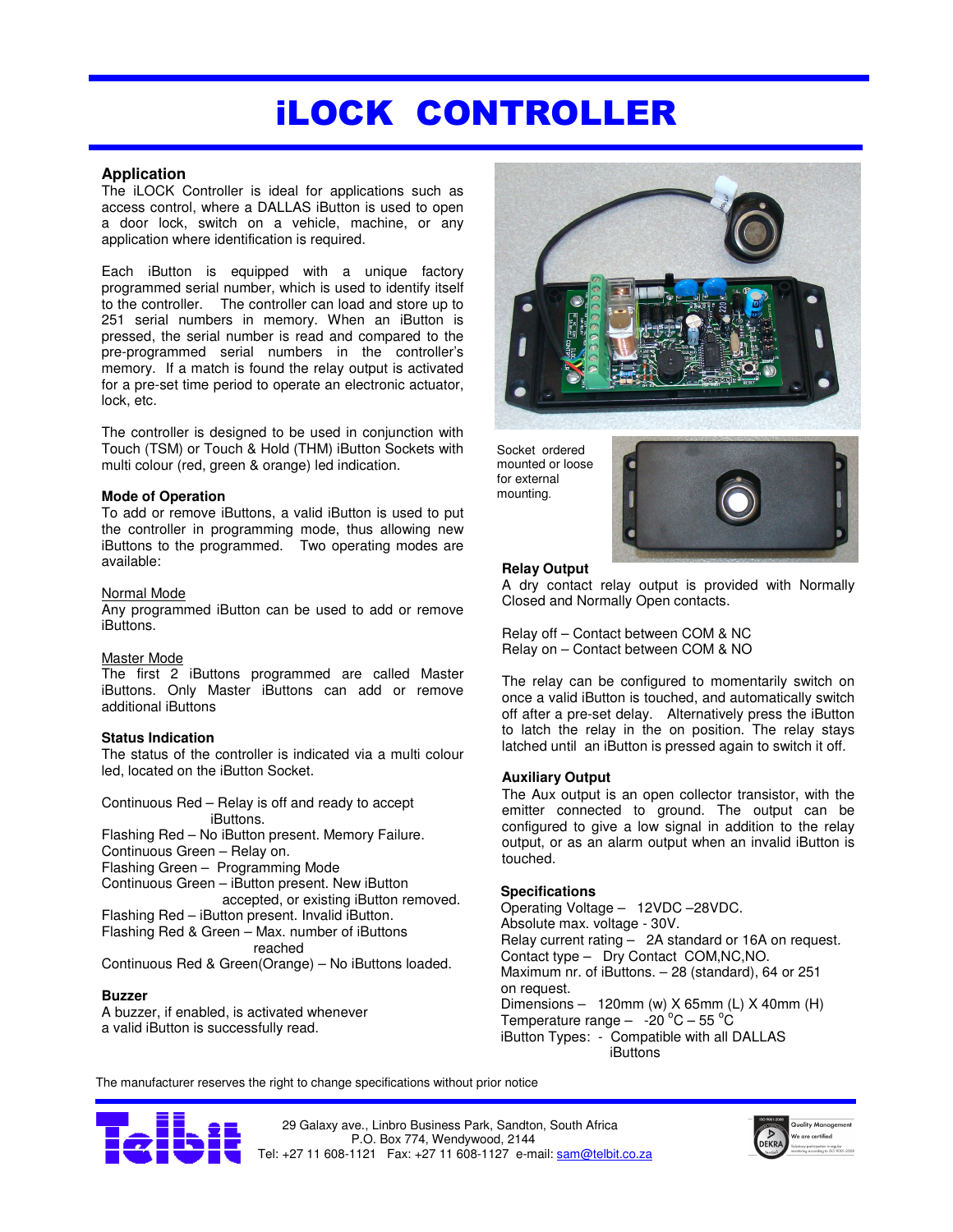# iLOCK CONTROLLER

## Application

The iLOCK Controller is ideal for applications such as access control, where a DALLAS iButton is used to open a door lock, switch on a vehicle, machine, or any application where identification is required.

Each iButton is equipped with a unique factory programmed serial number, which is used to identify itself to the controller. The controller can load and store up to 251 serial numbers in memory. When an iButton is pressed, the serial number is read and compared to the pre-programmed serial numbers in the controller's memory. If a match is found the relay output is activated for a pre-set time period to operate an electronic actuator, lock, etc.

The controller is designed to be used in conjunction with Touch (TSM) or Touch & Hold (THM) iButton Sockets with multi colour (red, green & orange) led indication.

### Mode of Operation

To add or remove iButtons, a valid iButton is used to put the controller in programming mode, thus allowing new iButtons to the programmed. Two operating modes are available:

Normal Mode

Any programmed iButton can be used to add or remove iButtons.

Master Mode

The first 2 iButtons programmed are called Master iButtons. Only Master iButtons can add or remove additional iButtons

### Status Indication

The status of the controller is indicated via a multi colour led, located on the iButton Socket.

Continuous Red – Relay is off and ready to accept iButtons.
Flashing Red – No iButton present. Memory Failure.
Continuous Green – Relay on.
Flashing Green – Programming Mode
Continuous Green – iButton present. New iButton accepted, or existing iButton removed.
Flashing Red – iButton present. Invalid iButton.
Flashing Red & Green – Max. number of iButtons reached
Continuous Red & Green(Orange) – No iButtons loaded.

### Buzzer

A buzzer, if enabled, is activated whenever a valid iButton is successfully read.

Socket ordered mounted or loose for external mounting.

### Relay Output

A dry contact relay output is provided with Normally Closed and Normally Open contacts.

Relay off – Contact between COM & NC
Relay on – Contact between COM & NO

The relay can be configured to momentarily switch on once a valid iButton is touched, and automatically switch off after a pre-set delay. Alternatively press the iButton to latch the relay in the on position. The relay stays latched until an iButton is pressed again to switch it off.

### Auxiliary Output

The Aux output is an open collector transistor, with the emitter connected to ground. The output can be configured to give a low signal in addition to the relay output, or as an alarm output when an invalid iButton is touched.

### Specifications

Operating Voltage – 12VDC –28VDC.
Absolute max. voltage - 30V.
Relay current rating – 2A standard or 16A on request.
Contact type – Dry Contact COM,NC,NO.
Maximum nr. of iButtons. – 28 (standard), 64 or 251 on request.
Dimensions – 120mm (w) X 65mm (L) X 40mm (H)
Temperature range – -20 °C – 55 °C
iButton Types: - Compatible with all DALLAS iButtons

The manufacturer reserves the right to change specifications without prior notice

Telbit

29 Galaxy ave., Linbro Business Park, Sandton, South Africa
P.O. Box 774, Wendywood, 2144
Tel: +27 11 608-1121 Fax: +27 11 608-1127 e-mail: sam@telbit.co.za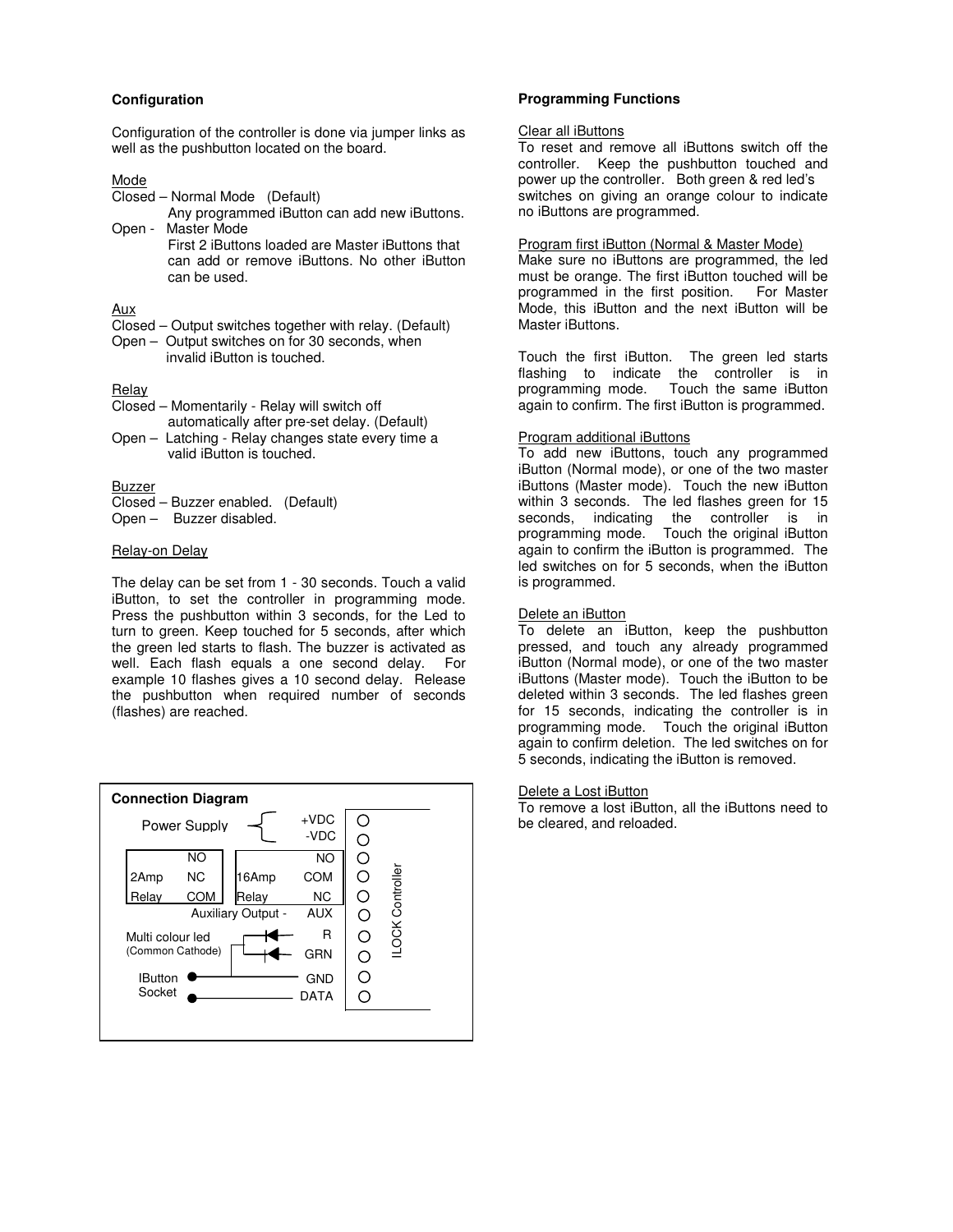**Configuration**

Configuration of the controller is done via jumper links as well as the pushbutton located on the board.

Mode

Closed – Normal Mode (Default)
Any programmed iButton can add new iButtons.

Open - Master Mode
First 2 iButtons loaded are Master iButtons that can add or remove iButtons. No other iButton can be used.

Aux

Closed – Output switches together with relay. (Default)

Open – Output switches on for 30 seconds, when invalid iButton is touched.

Relay

Closed – Momentarily - Relay will switch off automatically after pre-set delay. (Default)

Open – Latching - Relay changes state every time a valid iButton is touched.

Buzzer

Closed – Buzzer enabled. (Default)

Open – Buzzer disabled.

Relay-on Delay

The delay can be set from 1 - 30 seconds. Touch a valid iButton, to set the controller in programming mode. Press the pushbutton within 3 seconds, for the Led to turn to green. Keep touched for 5 seconds, after which the green led starts to flash. The buzzer is activated as well. Each flash equals a one second delay. For example 10 flashes gives a 10 second delay. Release the pushbutton when required number of seconds (flashes) are reached.

**Connection Diagram**

Power Supply: +VDC, -VDC

2Amp Relay: NO, NC, COM

16Amp Relay: NO, COM, NC

Auxiliary Output - AUX

Multi colour led (Common Cathode): R, GRN

IButton Socket: GND, DATA

ILOCK Controller

**Programming Functions**

Clear all iButtons

To reset and remove all iButtons switch off the controller. Keep the pushbutton touched and power up the controller. Both green & red led's switches on giving an orange colour to indicate no iButtons are programmed.

Program first iButton (Normal & Master Mode)

Make sure no iButtons are programmed, the led must be orange. The first iButton touched will be programmed in the first position. For Master Mode, this iButton and the next iButton will be Master iButtons.

Touch the first iButton. The green led starts flashing to indicate the controller is in programming mode. Touch the same iButton again to confirm. The first iButton is programmed.

Program additional iButtons

To add new iButtons, touch any programmed iButton (Normal mode), or one of the two master iButtons (Master mode). Touch the new iButton within 3 seconds. The led flashes green for 15 seconds, indicating the controller is in programming mode. Touch the original iButton again to confirm the iButton is programmed. The led switches on for 5 seconds, when the iButton is programmed.

Delete an iButton

To delete an iButton, keep the pushbutton pressed, and touch any already programmed iButton (Normal mode), or one of the two master iButtons (Master mode). Touch the iButton to be deleted within 3 seconds. The led flashes green for 15 seconds, indicating the controller is in programming mode. Touch the original iButton again to confirm deletion. The led switches on for 5 seconds, indicating the iButton is removed.

Delete a Lost iButton

To remove a lost iButton, all the iButtons need to be cleared, and reloaded.